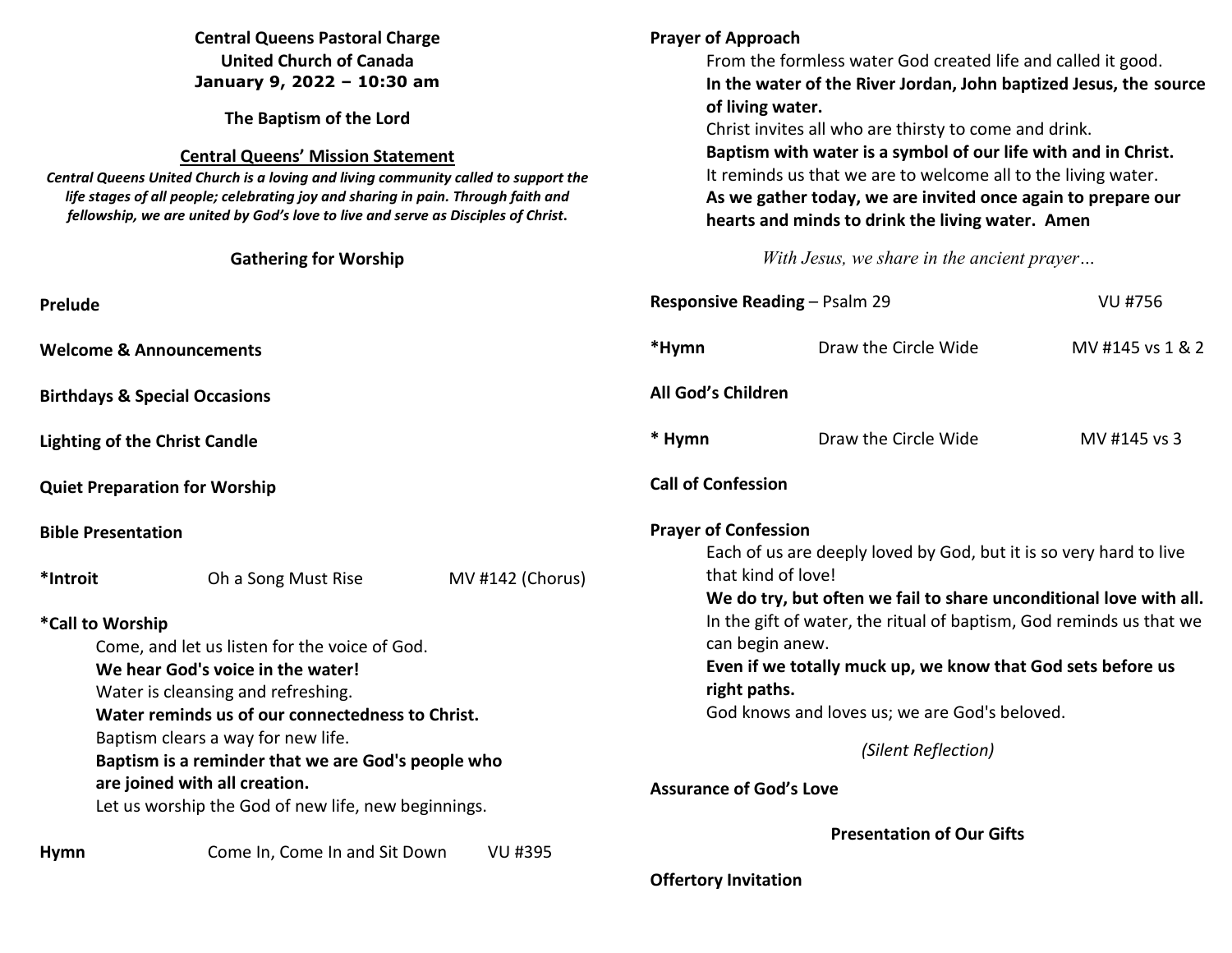**Central Queens Pastoral Charge**
**United Church of Canada**
**January 9, 2022 – 10:30 am**

**The Baptism of the Lord**

**Central Queens' Mission Statement**

***Central Queens United Church is a loving and living community called to support the life stages of all people; celebrating joy and sharing in pain. Through faith and fellowship, we are united by God's love to live and serve as Disciples of Christ.***

## Gathering for Worship

**Prelude**

**Welcome & Announcements**

**Birthdays & Special Occasions**

**Lighting of the Christ Candle**

**Quiet Preparation for Worship**

**Bible Presentation**

**\*Introit** Oh a Song Must Rise MV #142 (Chorus)

**\*Call to Worship**

Come, and let us listen for the voice of God.
**We hear God's voice in the water!**
Water is cleansing and refreshing.
**Water reminds us of our connectedness to Christ.**
Baptism clears a way for new life.
**Baptism is a reminder that we are God's people who are joined with all creation.**
Let us worship the God of new life, new beginnings.

**Hymn** Come In, Come In and Sit Down VU #395

**Prayer of Approach**

From the formless water God created life and called it good.
**In the water of the River Jordan, John baptized Jesus, the source of living water.**
Christ invites all who are thirsty to come and drink.
**Baptism with water is a symbol of our life with and in Christ.**
It reminds us that we are to welcome all to the living water.
**As we gather today, we are invited once again to prepare our hearts and minds to drink the living water. Amen**

*With Jesus, we share in the ancient prayer…*

**Responsive Reading** – Psalm 29 VU #756

**\*Hymn** Draw the Circle Wide MV #145 vs 1 & 2

**All God's Children**

**\* Hymn** Draw the Circle Wide MV #145 vs 3

**Call of Confession**

**Prayer of Confession**

Each of us are deeply loved by God, but it is so very hard to live that kind of love!
**We do try, but often we fail to share unconditional love with all.**
In the gift of water, the ritual of baptism, God reminds us that we can begin anew.
**Even if we totally muck up, we know that God sets before us right paths.**
God knows and loves us; we are God's beloved.

*(Silent Reflection)*

**Assurance of God's Love**

## Presentation of Our Gifts

**Offertory Invitation**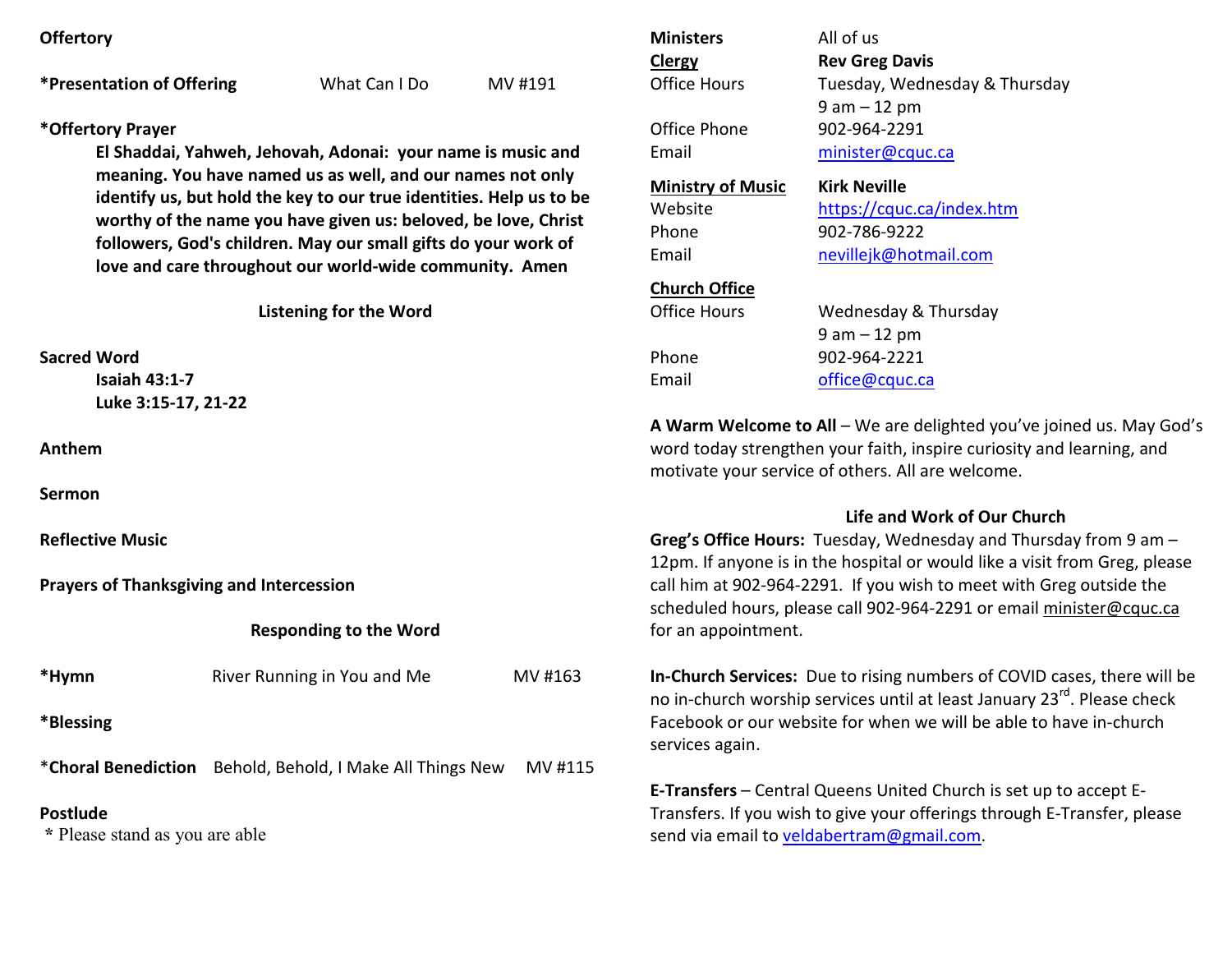**Offertory**

**\*Presentation of Offering** What Can I Do MV #191

**\*Offertory Prayer**

**El Shaddai, Yahweh, Jehovah, Adonai: your name is music and meaning. You have named us as well, and our names not only identify us, but hold the key to our true identities. Help us to be worthy of the name you have given us: beloved, be love, Christ followers, God's children. May our small gifts do your work of love and care throughout our world-wide community. Amen**

**Listening for the Word**

**Sacred Word**

**Isaiah 43:1-7**
**Luke 3:15-17, 21-22**

**Anthem**

**Sermon**

**Reflective Music**

**Prayers of Thanksgiving and Intercession**

**Responding to the Word**

**\*Hymn** River Running in You and Me MV #163

**\*Blessing**

\***Choral Benediction** Behold, Behold, I Make All Things New MV #115

**Postlude**

\* Please stand as you are able

| | |
|---|---|
| **Ministers** | All of us |
| **Clergy** | **Rev Greg Davis** |
| Office Hours | Tuesday, Wednesday & Thursday 9 am – 12 pm |
| Office Phone | 902-964-2291 |
| Email | minister@cquc.ca |
| **Ministry of Music** | **Kirk Neville** |
| Website | https://cquc.ca/index.htm |
| Phone | 902-786-9222 |
| Email | nevillejk@hotmail.com |
| **Church Office** | |
| Office Hours | Wednesday & Thursday 9 am – 12 pm |
| Phone | 902-964-2221 |
| Email | office@cquc.ca |

**A Warm Welcome to All** – We are delighted you've joined us. May God's word today strengthen your faith, inspire curiosity and learning, and motivate your service of others. All are welcome.

**Life and Work of Our Church**

**Greg's Office Hours:** Tuesday, Wednesday and Thursday from 9 am – 12pm. If anyone is in the hospital or would like a visit from Greg, please call him at 902-964-2291. If you wish to meet with Greg outside the scheduled hours, please call 902-964-2291 or email minister@cquc.ca for an appointment.

**In-Church Services:** Due to rising numbers of COVID cases, there will be no in-church worship services until at least January 23rd. Please check Facebook or our website for when we will be able to have in-church services again.

**E-Transfers** – Central Queens United Church is set up to accept E-Transfers. If you wish to give your offerings through E-Transfer, please send via email to veldabertram@gmail.com.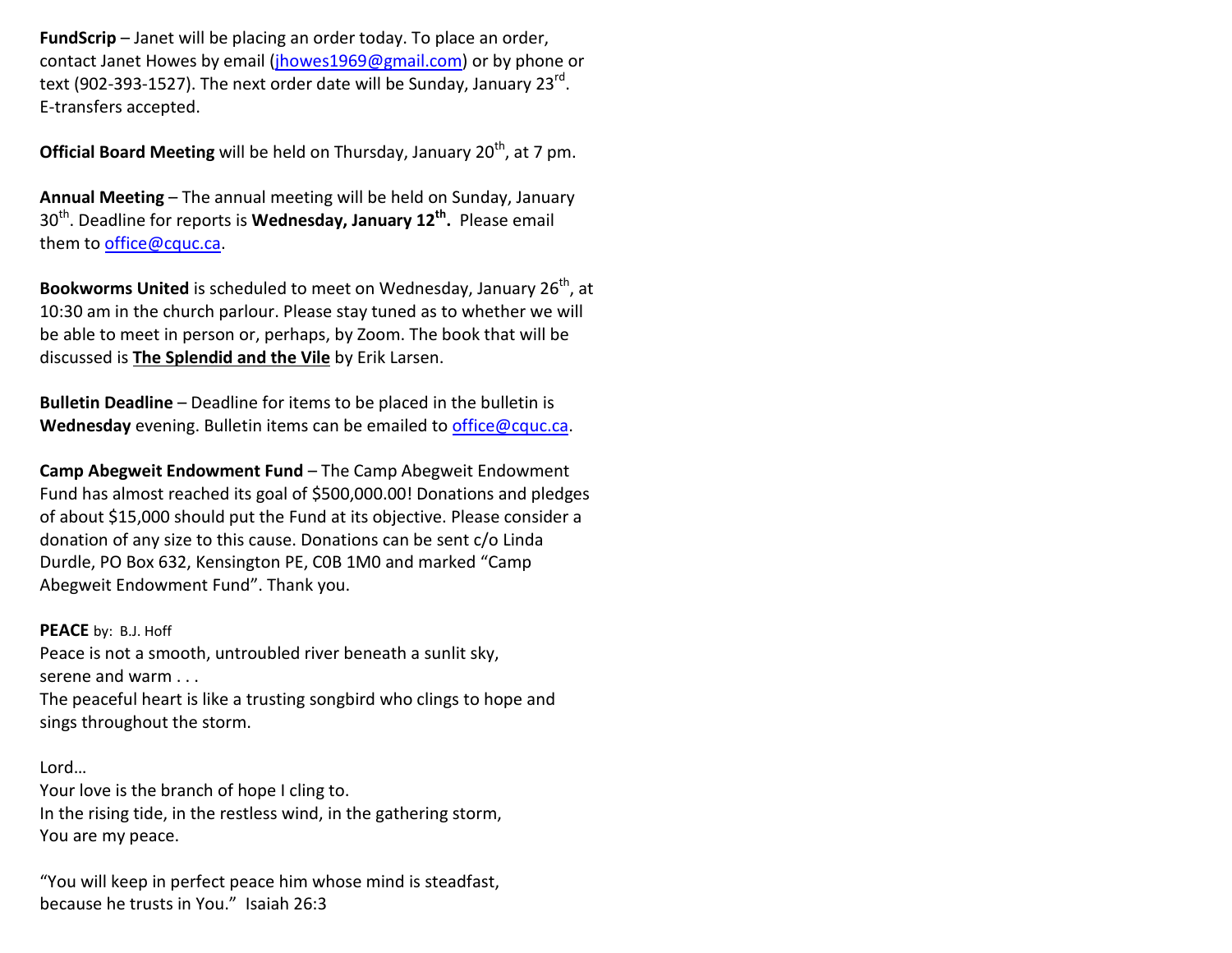**FundScrip** – Janet will be placing an order today. To place an order, contact Janet Howes by email (jhowes1969@gmail.com) or by phone or text (902-393-1527). The next order date will be Sunday, January 23rd. E-transfers accepted.

**Official Board Meeting** will be held on Thursday, January 20th, at 7 pm.

**Annual Meeting** – The annual meeting will be held on Sunday, January 30th. Deadline for reports is **Wednesday, January 12th.** Please email them to office@cquc.ca.

**Bookworms United** is scheduled to meet on Wednesday, January 26th, at 10:30 am in the church parlour. Please stay tuned as to whether we will be able to meet in person or, perhaps, by Zoom. The book that will be discussed is **The Splendid and the Vile** by Erik Larsen.

**Bulletin Deadline** – Deadline for items to be placed in the bulletin is **Wednesday** evening. Bulletin items can be emailed to office@cquc.ca.

**Camp Abegweit Endowment Fund** – The Camp Abegweit Endowment Fund has almost reached its goal of $500,000.00! Donations and pledges of about $15,000 should put the Fund at its objective. Please consider a donation of any size to this cause. Donations can be sent c/o Linda Durdle, PO Box 632, Kensington PE, C0B 1M0 and marked "Camp Abegweit Endowment Fund". Thank you.

**PEACE** by: B.J. Hoff

Peace is not a smooth, untroubled river beneath a sunlit sky,
serene and warm . . .
The peaceful heart is like a trusting songbird who clings to hope and sings throughout the storm.

Lord…
Your love is the branch of hope I cling to.
In the rising tide, in the restless wind, in the gathering storm,
You are my peace.

"You will keep in perfect peace him whose mind is steadfast,
because he trusts in You." Isaiah 26:3